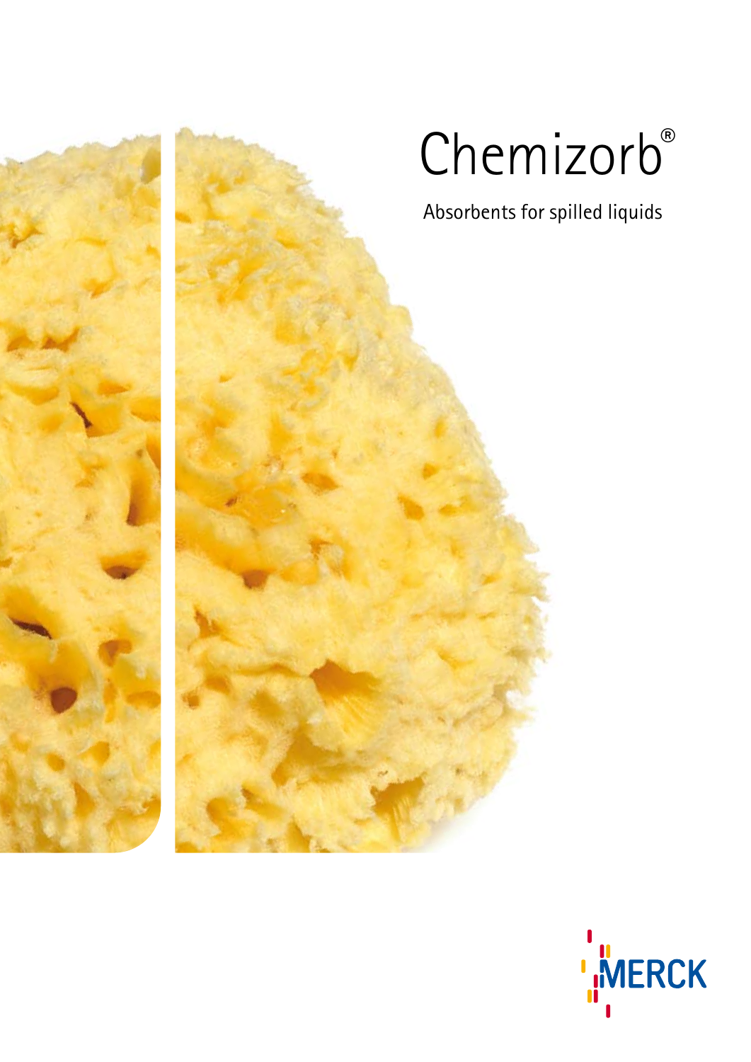# Chemizorb®

Absorbents for spilled liquids

MERCK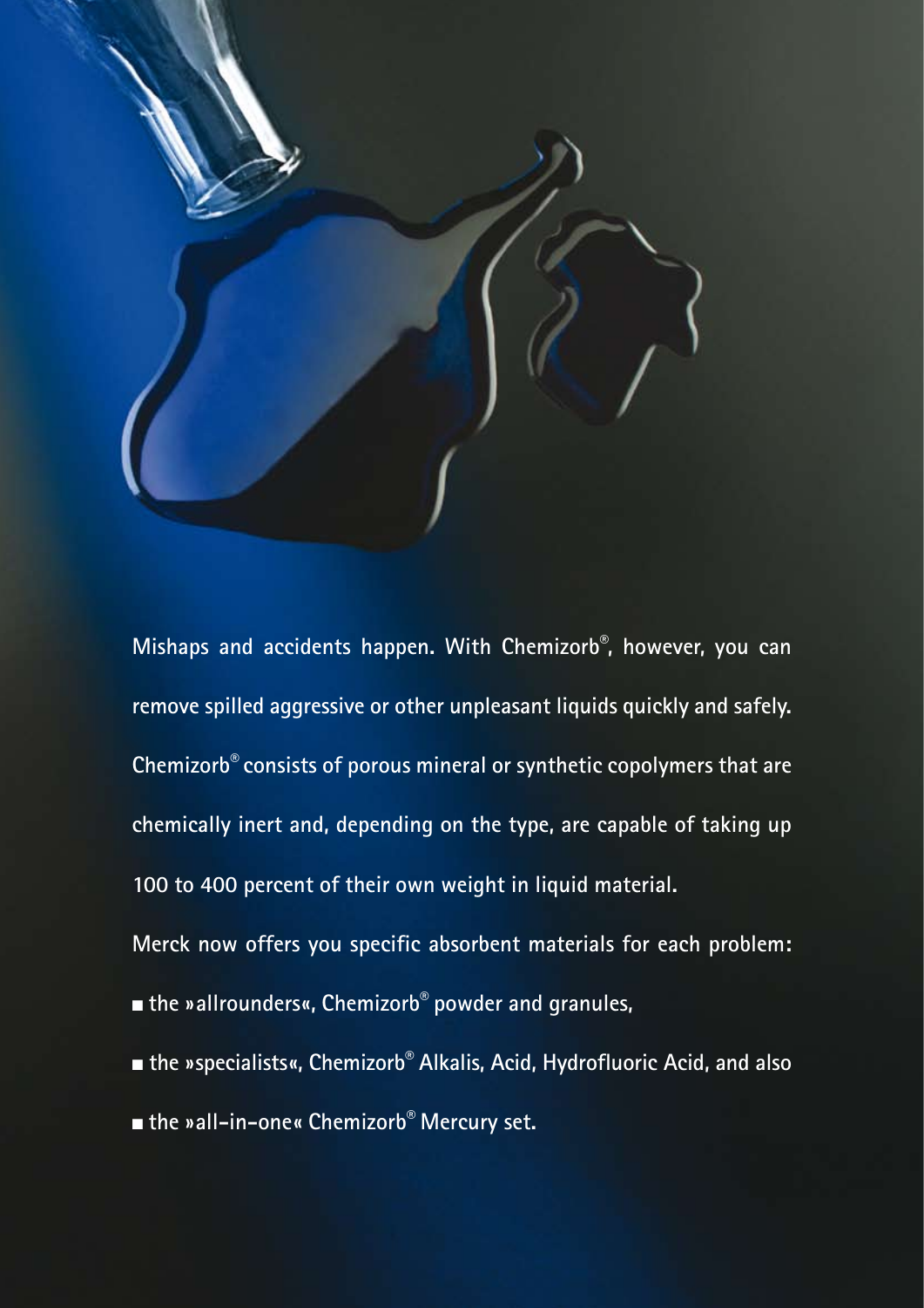Mishaps and accidents happen. With Chemizorb®, however, you can remove spilled aggressive or other unpleasant liquids quickly and safely. Chemizorb® consists of porous mineral or synthetic copolymers that are chemically inert and, depending on the type, are capable of taking up 100 to 400 percent of their own weight in liquid material.

Merck now offers you specific absorbent materials for each problem:

- the »allrounders«, Chemizorb® powder and granules,
- the »specialists«, Chemizorb® Alkalis, Acid, Hydrofluoric Acid, and also
- the »all-in-one« Chemizorb® Mercury set.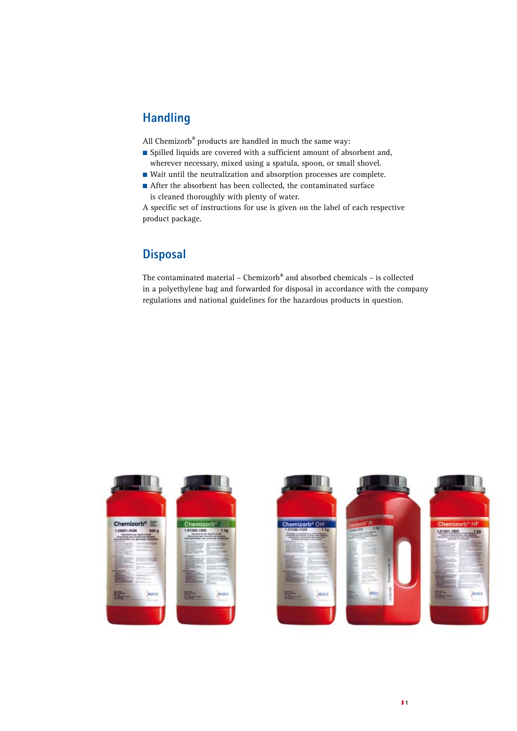## Handling

All Chemizorb® products are handled in much the same way:

- Spilled liquids are covered with a sufficient amount of absorbent and, wherever necessary, mixed using a spatula, spoon, or small shovel.
- Wait until the neutralization and absorption processes are complete.
- After the absorbent has been collected, the contaminated surface is cleaned thoroughly with plenty of water.

A specific set of instructions for use is given on the label of each respective product package.

## Disposal

The contaminated material – Chemizorb® and absorbed chemicals – is collected in a polyethylene bag and forwarded for disposal in accordance with the company regulations and national guidelines for the hazardous products in question.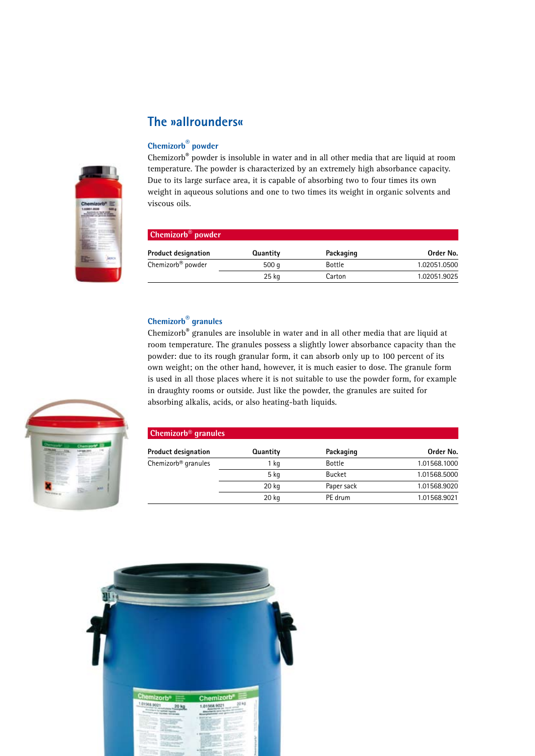## The »allrounders«

### Chemizorb® powder

Chemizorb® powder is insoluble in water and in all other media that are liquid at room temperature. The powder is characterized by an extremely high absorbance capacity. Due to its large surface area, it is capable of absorbing two to four times its own weight in aqueous solutions and one to two times its weight in organic solvents and viscous oils.

**Chemizorb® powder**

| Product designation | Quantity | Packaging | Order No. |
|---|---|---|---|
| Chemizorb® powder | 500 g | Bottle | 1.02051.0500 |
| | 25 kg | Carton | 1.02051.9025 |

### Chemizorb® granules

Chemizorb® granules are insoluble in water and in all other media that are liquid at room temperature. The granules possess a slightly lower absorbance capacity than the powder: due to its rough granular form, it can absorb only up to 100 percent of its own weight; on the other hand, however, it is much easier to dose. The granule form is used in all those places where it is not suitable to use the powder form, for example in draughty rooms or outside. Just like the powder, the granules are suited for absorbing alkalis, acids, or also heating-bath liquids.

**Chemizorb® granules**

| Product designation | Quantity | Packaging | Order No. |
|---|---|---|---|
| Chemizorb® granules | 1 kg | Bottle | 1.01568.1000 |
| | 5 kg | Bucket | 1.01568.5000 |
| | 20 kg | Paper sack | 1.01568.9020 |
| | 20 kg | PE drum | 1.01568.9021 |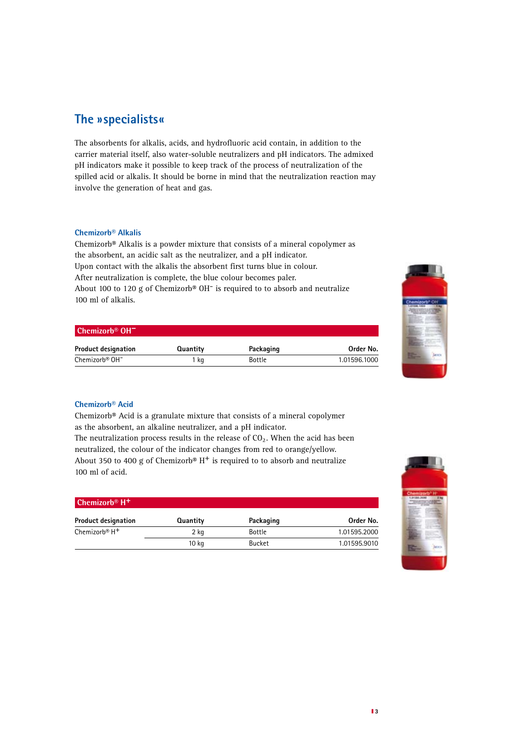## The »specialists«

The absorbents for alkalis, acids, and hydrofluoric acid contain, in addition to the carrier material itself, also water-soluble neutralizers and pH indicators. The admixed pH indicators make it possible to keep track of the process of neutralization of the spilled acid or alkalis. It should be borne in mind that the neutralization reaction may involve the generation of heat and gas.

### Chemizorb® Alkalis

Chemizorb® Alkalis is a powder mixture that consists of a mineral copolymer as the absorbent, an acidic salt as the neutralizer, and a pH indicator.
Upon contact with the alkalis the absorbent first turns blue in colour.
After neutralization is complete, the blue colour becomes paler.
About 100 to 120 g of Chemizorb® $OH^-$ is required to to absorb and neutralize 100 ml of alkalis.

**Chemizorb® $OH^-$**

| Product designation | Quantity | Packaging | Order No. |
|---|---|---|---|
| Chemizorb® $OH^-$ | 1 kg | Bottle | 1.01596.1000 |

### Chemizorb® Acid

Chemizorb® Acid is a granulate mixture that consists of a mineral copolymer as the absorbent, an alkaline neutralizer, and a pH indicator.
The neutralization process results in the release of $CO_2$. When the acid has been neutralized, the colour of the indicator changes from red to orange/yellow.
About 350 to 400 g of Chemizorb® $H^+$ is required to to absorb and neutralize 100 ml of acid.

**Chemizorb® $H^+$**

| Product designation | Quantity | Packaging | Order No. |
|---|---|---|---|
| Chemizorb® $H^+$ | 2 kg | Bottle | 1.01595.2000 |
| | 10 kg | Bucket | 1.01595.9010 |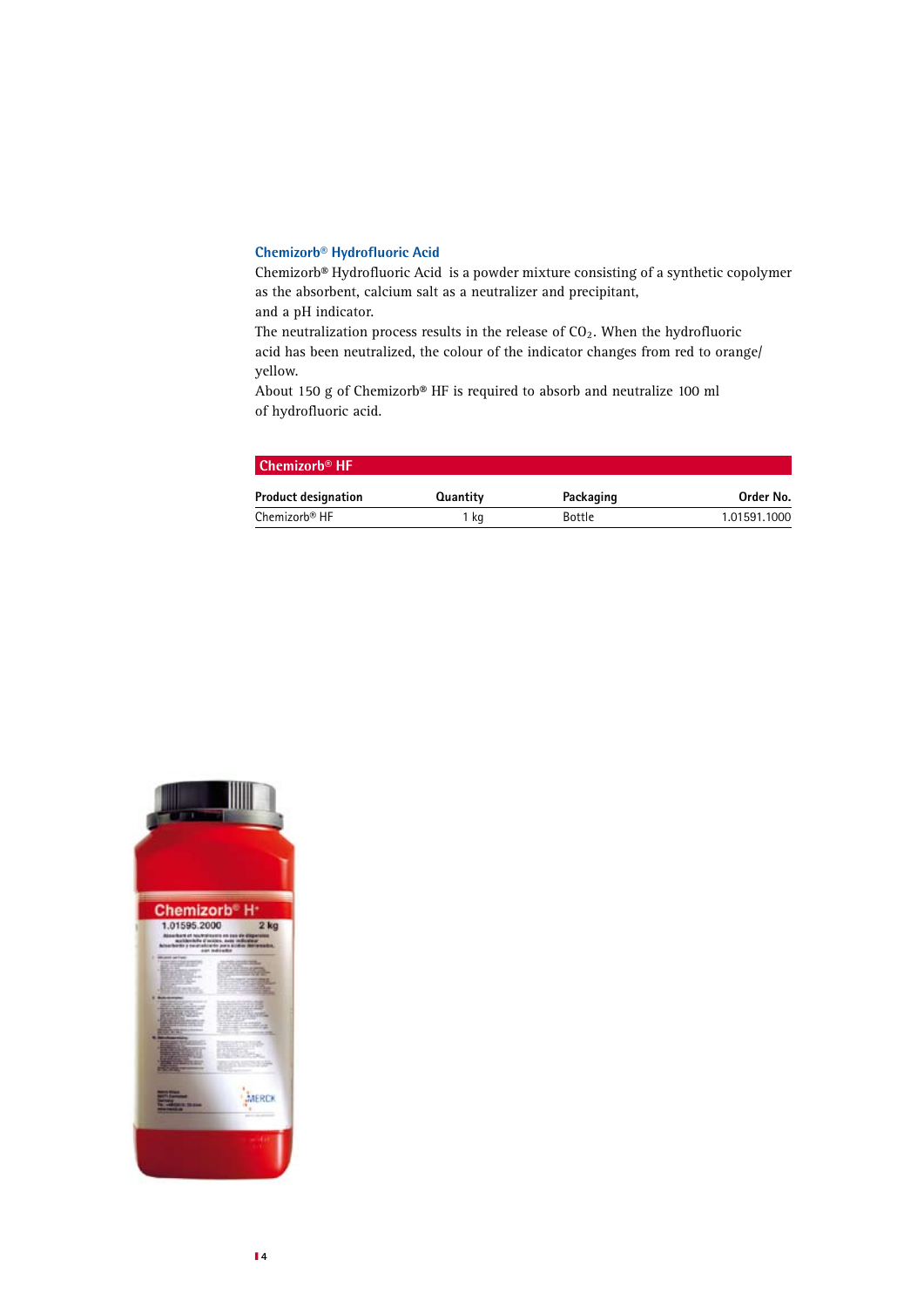### Chemizorb® Hydrofluoric Acid

Chemizorb® Hydrofluoric Acid is a powder mixture consisting of a synthetic copolymer as the absorbent, calcium salt as a neutralizer and precipitant, and a pH indicator.

The neutralization process results in the release of $CO_2$. When the hydrofluoric acid has been neutralized, the colour of the indicator changes from red to orange/yellow.

About 150 g of Chemizorb® HF is required to absorb and neutralize 100 ml of hydrofluoric acid.

**Chemizorb® HF**

| Product designation | Quantity | Packaging | Order No. |
|---|---|---|---|
| Chemizorb® HF | 1 kg | Bottle | 1.01591.1000 |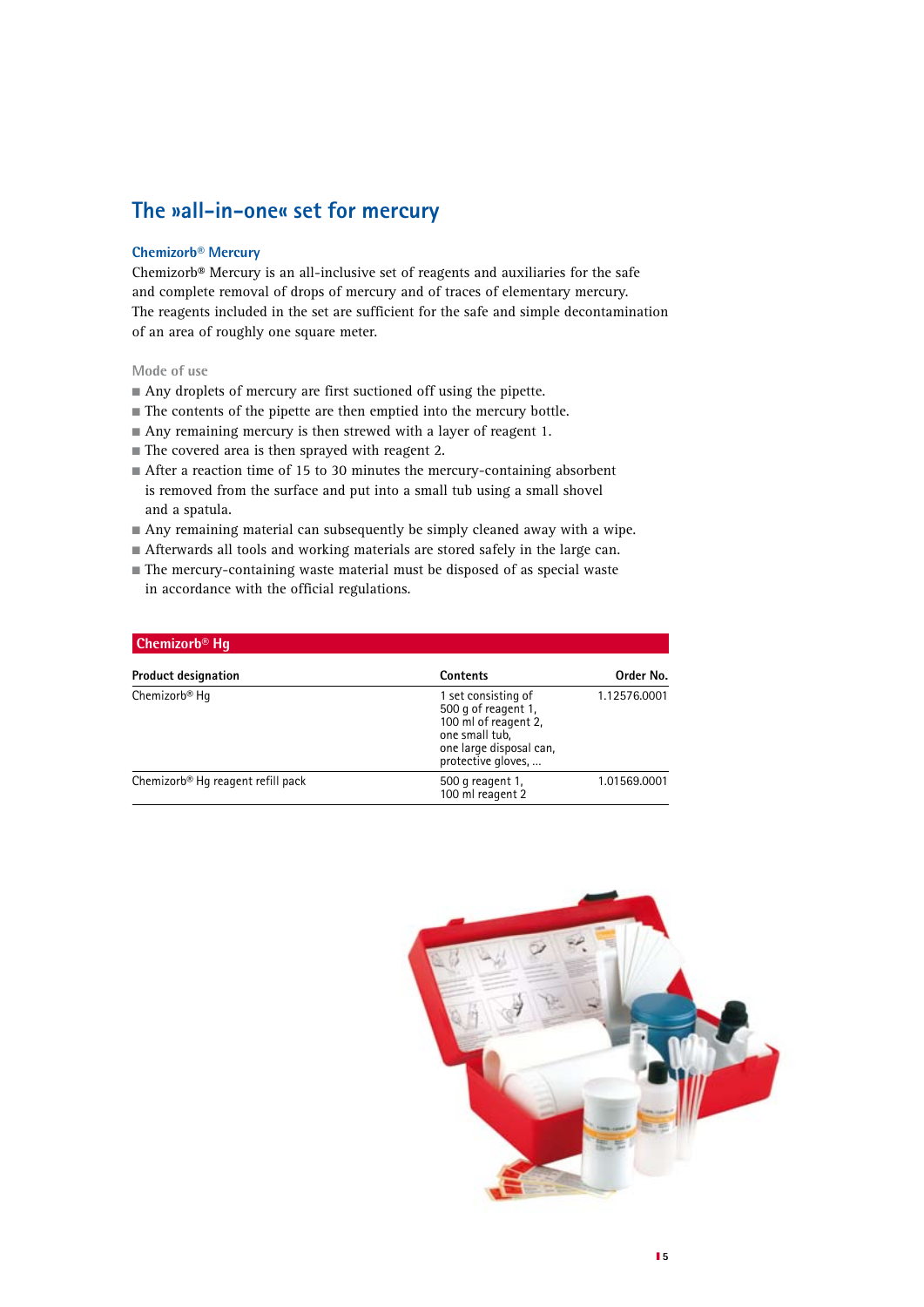# The »all-in-one« set for mercury

### Chemizorb® Mercury

**Chemizorb®** Mercury is an all-inclusive set of reagents and auxiliaries for the safe and complete removal of drops of mercury and of traces of elementary mercury. The reagents included in the set are sufficient for the safe and simple decontamination of an area of roughly one square meter.

Mode of use

- Any droplets of mercury are first suctioned off using the pipette.
- The contents of the pipette are then emptied into the mercury bottle.
- Any remaining mercury is then strewed with a layer of reagent 1.
- The covered area is then sprayed with reagent 2.
- After a reaction time of 15 to 30 minutes the mercury-containing absorbent is removed from the surface and put into a small tub using a small shovel and a spatula.
- Any remaining material can subsequently be simply cleaned away with a wipe.
- Afterwards all tools and working materials are stored safely in the large can.
- The mercury-containing waste material must be disposed of as special waste in accordance with the official regulations.

**Chemizorb® Hg**

| Product designation | Contents | Order No. |
|---|---|---|
| Chemizorb® Hg | 1 set consisting of 500 g of reagent 1, 100 ml of reagent 2, one small tub, one large disposal can, protective gloves, ... | 1.12576.0001 |
| Chemizorb® Hg reagent refill pack | 500 g reagent 1, 100 ml reagent 2 | 1.01569.0001 |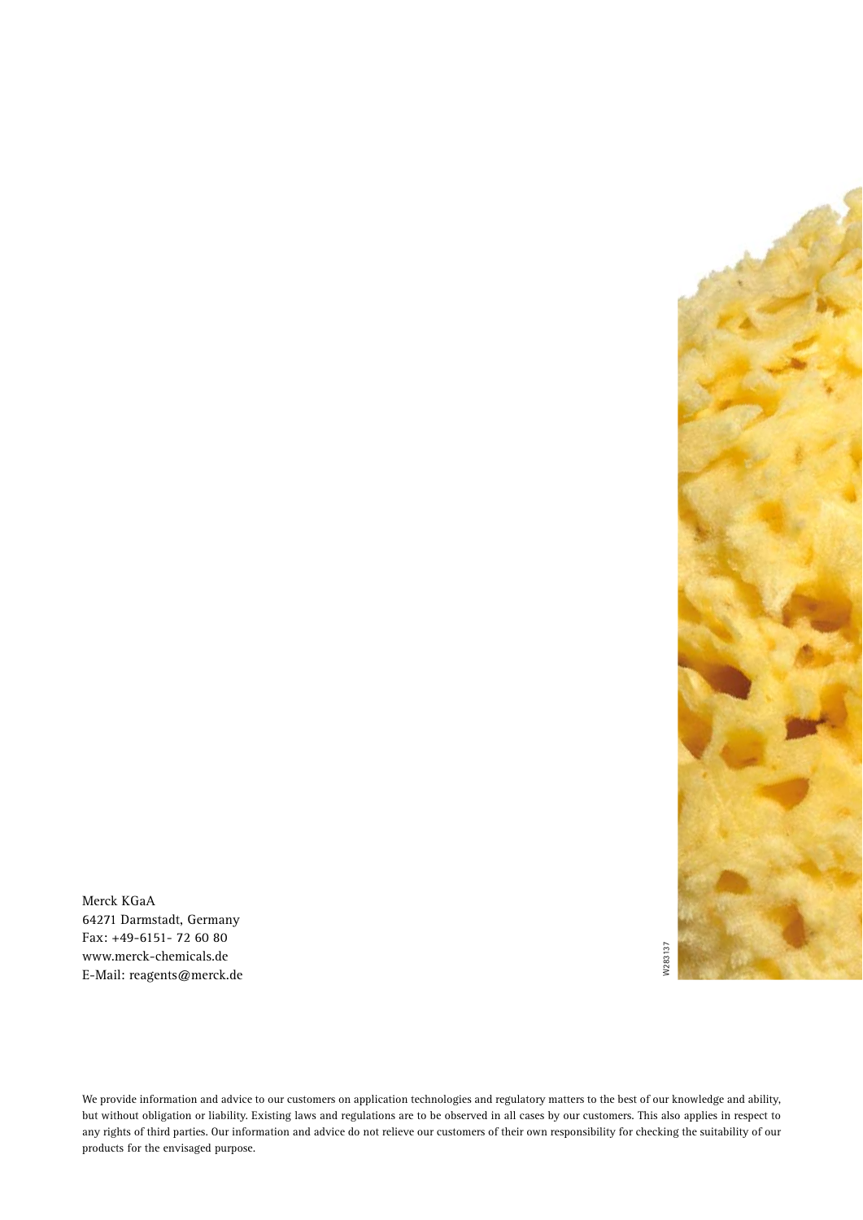Merck KGaA
64271 Darmstadt, Germany
Fax: +49-6151- 72 60 80
www.merck-chemicals.de
E-Mail: reagents@merck.de

W283137

We provide information and advice to our customers on application technologies and regulatory matters to the best of our knowledge and ability, but without obligation or liability. Existing laws and regulations are to be observed in all cases by our customers. This also applies in respect to any rights of third parties. Our information and advice do not relieve our customers of their own responsibility for checking the suitability of our products for the envisaged purpose.